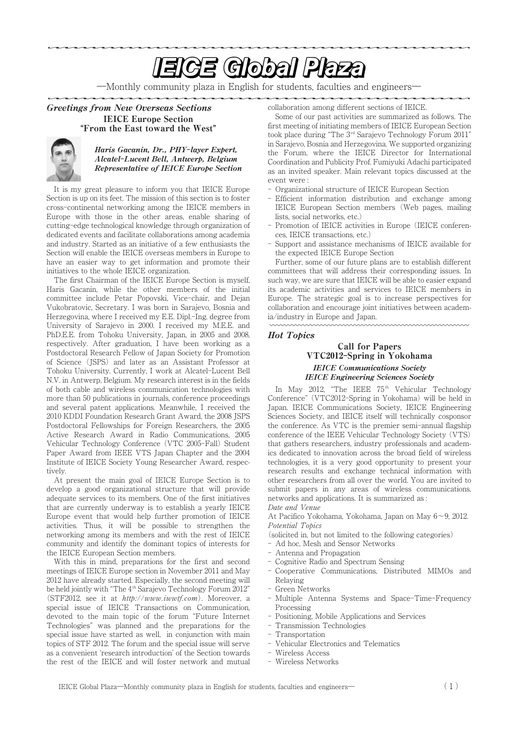# IEICE Global Plaza

—Monthly community plaza in English for students, faculties and engineers—

## *Greetings from New Overseas Sections*

### IEICE Europe Section
### "From the East toward the West"

***Haris Gacanin, Dr., PHY-layer Expert, Alcatel-Lucent Bell, Antwerp, Belgium Representative of IEICE Europe Section***

It is my great pleasure to inform you that IEICE Europe Section is up on its feet. The mission of this section is to foster cross-continental networking among the IEICE members in Europe with those in the other areas, enable sharing of cutting-edge technological knowledge through organization of dedicated events and facilitate collaborations among academia and industry. Started as an initiative of a few enthusiasts the Section will enable the IEICE overseas members in Europe to have an easier way to get information and promote their initiatives to the whole IEICE organization.

The first Chairman of the IEICE Europe Section is myself, Haris Gacanin, while the other members of the initial committee include Petar Popovski, Vice-chair, and Dejan Vukobratovic, Secretary. I was born in Sarajevo, Bosnia and Herzegovina, where I received my E.E. Dipl.-Ing. degree from University of Sarajevo in 2000. I received my M.E.E. and PhD.E.E. from Tohoku University, Japan, in 2005 and 2008, respectively. After graduation, I have been working as a Postdoctoral Research Fellow of Japan Society for Promotion of Science (JSPS) and later as an Assistant Professor at Tohoku University. Currently, I work at Alcatel-Lucent Bell N.V. in Antwerp, Belgium. My research interest is in the fields of both cable and wireless communication technologies with more than 50 publications in journals, conference proceedings and several patent applications. Meanwhile, I received the 2010 KDDI Foundation Research Grant Award, the 2008 JSPS Postdoctoral Fellowships for Foreign Researchers, the 2005 Active Research Award in Radio Communications, 2005 Vehicular Technology Conference (VTC 2005-Fall) Student Paper Award from IEEE VTS Japan Chapter and the 2004 Institute of IEICE Society Young Researcher Award, respectively.

At present the main goal of IEICE Europe Section is to develop a good organizational structure that will provide adequate services to its members. One of the first initiatives that are currently underway is to establish a yearly IEICE Europe event that would help further promotion of IEICE activities. Thus, it will be possible to strengthen the networking among its members and with the rest of IEICE community and identify the dominant topics of interests for the IEICE European Section members.

With this in mind, preparations for the first and second meetings of IEICE Europe section in November 2011 and May 2012 have already started. Especially, the second meeting will be held jointly with "The 4th Sarajevo Technology Forum 2012" (STF2012, see it at *http://www.iwwtf.com*). Moreover, a special issue of IEICE Transactions on Communication, devoted to the main topic of the forum "Future Internet Technologies" was planned and the preparations for the special issue have started as well, in conjunction with main topics of STF 2012. The forum and the special issue will serve as a convenient 'research introduction' of the Section towards the rest of the IEICE and will foster network and mutual collaboration among different sections of IEICE.

Some of our past activities are summarized as follows. The first meeting of initiating members of IEICE European Section took place during "The 3rd Sarajevo Technology Forum 2011" in Sarajevo, Bosnia and Herzegovina. We supported organizing the Forum, where the IEICE Director for International Coordination and Publicity Prof. Fumiyuki Adachi participated as an invited speaker. Main relevant topics discussed at the event were :

- Organizational structure of IEICE European Section
- Efficient information distribution and exchange among IEICE European Section members (Web pages, mailing lists, social networks, etc.)
- Promotion of IEICE activities in Europe (IEICE conferences, IEICE transactions, etc.)
- Support and assistance mechanisms of IEICE available for the expected IEICE Europe Section

Further, some of our future plans are to establish different committees that will address their corresponding issues. In such way, we are sure that IEICE will be able to easier expand its academic activities and services to IEICE members in Europe. The strategic goal is to increase perspectives for collaboration and encourage joint initiatives between academia/industry in Europe and Japan.

## *Hot Topics*

### Call for Papers
### VTC2012-Spring in Yokohama

***IEICE Communications Society***
***IEICE Engineering Sciences Society***

In May 2012, "The IEEE 75th Vehicular Technology Conference" (VTC2012-Spring in Yokohama) will be held in Japan. IEICE Communications Society, IEICE Engineering Sciences Society, and IEICE itself will technically cosponsor the conference. As VTC is the premier semi-annual flagship conference of the IEEE Vehicular Technology Society (VTS) that gathers researchers, industry professionals and academics dedicated to innovation across the broad field of wireless technologies, it is a very good opportunity to present your research results and exchange technical information with other researchers from all over the world. You are invited to submit papers in any areas of wireless communications, networks and applications. It is summarized as :

*Date and Venue*

At Pacifico Yokohama, Yokohama, Japan on May 6～9, 2012.

*Potential Topics*

(solicited in, but not limited to the following categories)

- Ad hoc, Mesh and Sensor Networks
- Antenna and Propagation
- Cognitive Radio and Spectrum Sensing
- Cooperative Communications, Distributed MIMOs and Relaying
- Green Networks
- Multiple Antenna Systems and Space-Time-Frequency Processing
- Positioning, Mobile Applications and Services
- Transmission Technologies
- Transportation
- Vehicular Electronics and Telematics
- Wireless Access
- Wireless Networks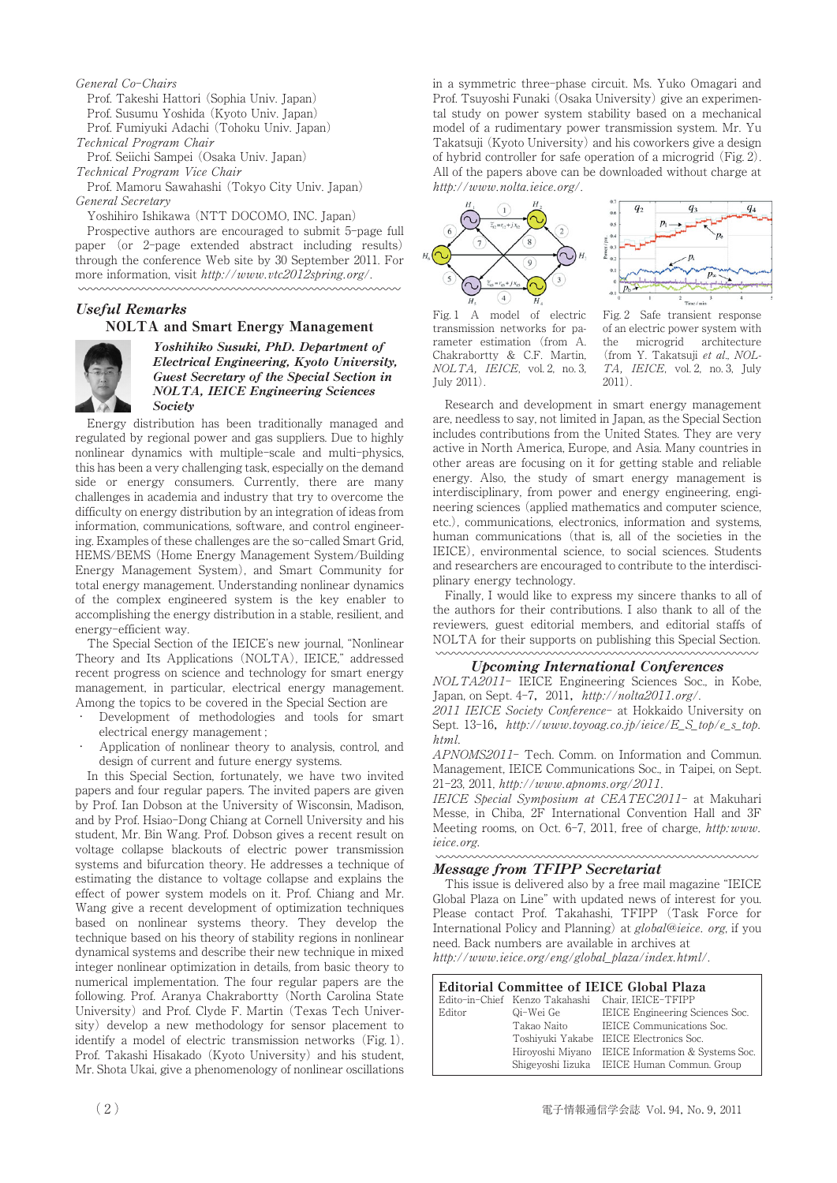*General Co-Chairs*

Prof. Takeshi Hattori (Sophia Univ. Japan)
Prof. Susumu Yoshida (Kyoto Univ. Japan)
Prof. Fumiyuki Adachi (Tohoku Univ. Japan)

*Technical Program Chair*

Prof. Seiichi Sampei (Osaka Univ. Japan)

*Technical Program Vice Chair*

Prof. Mamoru Sawahashi (Tokyo City Univ. Japan)

*General Secretary*

Yoshihiro Ishikawa (NTT DOCOMO, INC. Japan)

Prospective authors are encouraged to submit 5-page full paper (or 2-page extended abstract including results) through the conference Web site by 30 September 2011. For more information, visit *http://www.vtc2012spring.org/*.

## *Useful Remarks*

### NOLTA and Smart Energy Management

***Yoshihiko Susuki, PhD. Department of Electrical Engineering, Kyoto University, Guest Secretary of the Special Section in NOLTA, IEICE Engineering Sciences Society***

Energy distribution has been traditionally managed and regulated by regional power and gas suppliers. Due to highly nonlinear dynamics with multiple-scale and multi-physics, this has been a very challenging task, especially on the demand side or energy consumers. Currently, there are many challenges in academia and industry that try to overcome the difficulty on energy distribution by an integration of ideas from information, communications, software, and control engineering. Examples of these challenges are the so-called Smart Grid, HEMS/BEMS (Home Energy Management System/Building Energy Management System), and Smart Community for total energy management. Understanding nonlinear dynamics of the complex engineered system is the key enabler to accomplishing the energy distribution in a stable, resilient, and energy-efficient way.

The Special Section of the IEICE's new journal, "Nonlinear Theory and Its Applications (NOLTA), IEICE," addressed recent progress on science and technology for smart energy management, in particular, electrical energy management. Among the topics to be covered in the Special Section are

- Development of methodologies and tools for smart electrical energy management ;
- Application of nonlinear theory to analysis, control, and design of current and future energy systems.

In this Special Section, fortunately, we have two invited papers and four regular papers. The invited papers are given by Prof. Ian Dobson at the University of Wisconsin, Madison, and by Prof. Hsiao-Dong Chiang at Cornell University and his student, Mr. Bin Wang. Prof. Dobson gives a recent result on voltage collapse blackouts of electric power transmission systems and bifurcation theory. He addresses a technique of estimating the distance to voltage collapse and explains the effect of power system models on it. Prof. Chiang and Mr. Wang give a recent development of optimization techniques based on nonlinear systems theory. They develop the technique based on his theory of stability regions in nonlinear dynamical systems and describe their new technique in mixed integer nonlinear optimization in details, from basic theory to numerical implementation. The four regular papers are the following. Prof. Aranya Chakrabortty (North Carolina State University) and Prof. Clyde F. Martin (Texas Tech University) develop a new methodology for sensor placement to identify a model of electric transmission networks (Fig. 1). Prof. Takashi Hisakado (Kyoto University) and his student, Mr. Shota Ukai, give a phenomenology of nonlinear oscillations in a symmetric three-phase circuit. Ms. Yuko Omagari and Prof. Tsuyoshi Funaki (Osaka University) give an experimental study on power system stability based on a mechanical model of a rudimentary power transmission system. Mr. Yu Takatsuji (Kyoto University) and his coworkers give a design of hybrid controller for safe operation of a microgrid (Fig. 2). All of the papers above can be downloaded without charge at *http://www.nolta.ieice.org/*.

Fig. 1 A model of electric transmission networks for parameter estimation (from A. Chakrabortty & C.F. Martin, *NOLTA, IEICE*, vol. 2, no. 3, July 2011).

Fig. 2 Safe transient response of an electric power system with the microgrid architecture (from Y. Takatsuji *et al., NOLTA, IEICE*, vol. 2, no. 3, July 2011).

Research and development in smart energy management are, needless to say, not limited in Japan, as the Special Section includes contributions from the United States. They are very active in North America, Europe, and Asia. Many countries in other areas are focusing on it for getting stable and reliable energy. Also, the study of smart energy management is interdisciplinary, from power and energy engineering, engineering sciences (applied mathematics and computer science, etc.), communications, electronics, information and systems, human communications (that is, all of the societies in the IEICE), environmental science, to social sciences. Students and researchers are encouraged to contribute to the interdisciplinary energy technology.

Finally, I would like to express my sincere thanks to all of the authors for their contributions. I also thank to all of the reviewers, guest editorial members, and editorial staffs of NOLTA for their supports on publishing this Special Section.

## *Upcoming International Conferences*

*NOLTA2011*- IEICE Engineering Sciences Soc., in Kobe, Japan, on Sept. 4-7, 2011, *http://nolta2011.org/*.

*2011 IEICE Society Conference*- at Hokkaido University on Sept. 13-16, *http://www.toyoag.co.jp/ieice/E_S_top/e_s_top.html*.

*APNOMS2011*- Tech. Comm. on Information and Commun. Management, IEICE Communications Soc., in Taipei, on Sept. 21-23, 2011, *http://www.apnoms.org/2011*.

*IEICE Special Symposium at CEATEC2011*- at Makuhari Messe, in Chiba, 2F International Convention Hall and 3F Meeting rooms, on Oct. 6-7, 2011, free of charge, *http:www.ieice.org*.

## *Message from TFIPP Secretariat*

This issue is delivered also by a free mail magazine "IEICE Global Plaza on Line" with updated news of interest for you. Please contact Prof. Takahashi, TFIPP (Task Force for International Policy and Planning) at *global@ieice. org*, if you need. Back numbers are available in archives at *http://www.ieice.org/eng/global_plaza/index.html/*.

### Editorial Committee of IEICE Global Plaza

| | | |
|---|---|---|
| Edito-in-Chief | Kenzo Takahashi | Chair, IEICE-TFIPP |
| Editor | Qi-Wei Ge | IEICE Engineering Sciences Soc. |
| | Takao Naito | IEICE Communications Soc. |
| | Toshiyuki Yakabe | IEICE Electronics Soc. |
| | Hiroyoshi Miyano | IEICE Information & Systems Soc. |
| | Shigeyoshi Iizuka | IEICE Human Commun. Group |